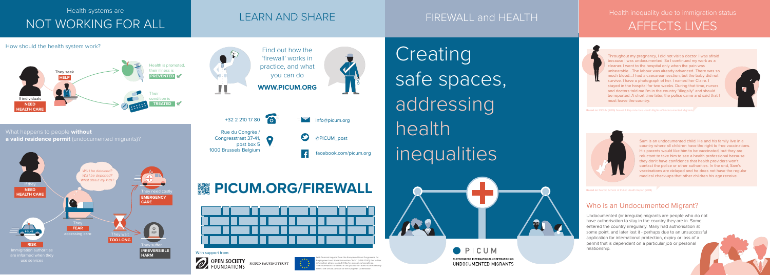## Health systems are NOT WORKING FOR ALL

How should the health system work?

If individuals **NEED HEALTH CARE**

They seek **HELP**

Health is promoted, their illness is **PREVENTED**

Their condition is **TREATED**

What happens to people **without a valid residence permit** (undocumented migrants)?

If they **NEED HEALTH CARE**

*Will I be detained? Will I be deported? What about my kids?*

They **FEAR** accessing care

**RISK** Immigration authorities are informed when they use services

They need costly **EMERGENCY CARE**

They wait **TOO LONG**

They suffer **IRREVERSIBLE HARM**

## LEARN AND SHARE

Find out how the 'firewall' works in practice, and what you can do

**WWW.PICUM.ORG**

+32 2 210 17 80

Rue du Congrès / Congresstraat 37-41, post box 5 1000 Brussels Belgium

info@picum.org

@PICUM_post

facebook.com/picum.org

# PICUM.ORG/FIREWALL

With support from:

OPEN SOCIETY FOUNDATIONS

SIGRID RAUSING TRUST

With financial support from the European Union Programme for Employment and Social Innovation "EaSI" (2014-2020). For further information please consult: http://ec.europa.eu/social/easi. The information contained in this publication does not necessarily reflect the official position of the European Commission.

## FIREWALL and HEALTH

# Creating safe spaces, addressing health inequalities

PICUM

PLATFORM FOR INTERNATIONAL COOPERATION ON UNDOCUMENTED MIGRANTS

## Health inequality due to immigration status AFFECTS LIVES

Throughout my pregnancy, I did not visit a doctor. I was afraid because I was undocumented. So I continued my work as a cleaner. I went to the hospital only when the pain was unbearable....The labour was already advanced. There was so much blood....I had a caesarean section, but the baby did not survive. I have a photograph of her. I named her Claire. I stayed in the hospital for two weeks. During that time, nurses and doctors told me I'm in the country "illegally" and should be reported. A short time later, the police came and said that I must leave the country.

Based on: PICUM (2016) Sexual & Reproductive Health Rights of Undocumented Migrants

Sam is an undocumented child. He and his family live in a country where all children have the right to free vaccinations. His parents would like him to be vaccinated, but they are reluctant to take him to see a health professional because they don't have confidence that health providers won't contact the police or other authorities. In the end, Sam's vaccinations are delayed and he does not have the regular medical check-ups that other children his age receive.

Based on: Nordic School of Public Health Report (2011)

### Who is an Undocumented Migrant?

Undocumented (or irregular) migrants are people who do not have authorisation to stay in the country they are in. Some entered the country irregularly. Many had authorisation at some point, and later lost it - perhaps due to an unsuccessful application for international protection, expiry or loss of a permit that is dependent on a particular job or personal relationship.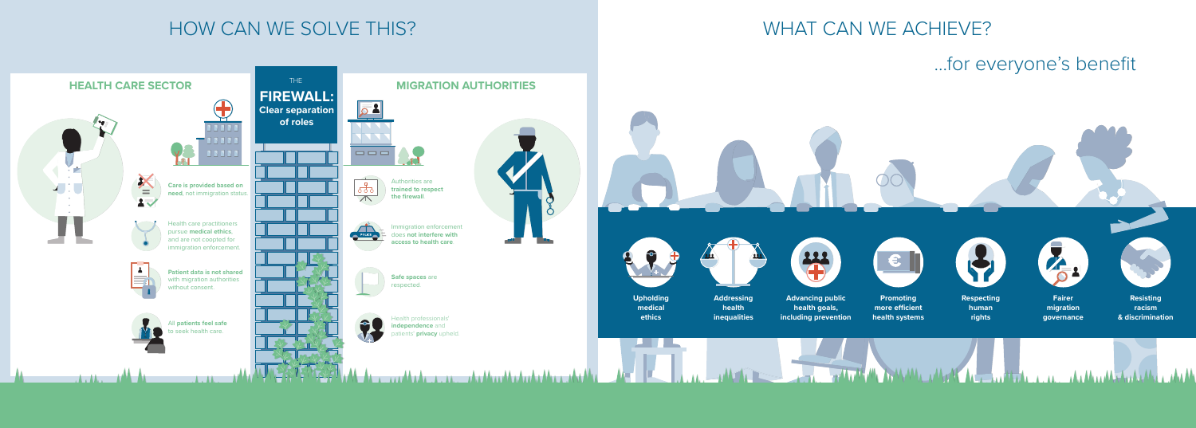# HOW CAN WE SOLVE THIS?

## HEALTH CARE SECTOR

**Care is provided based on need**, not immigration status.

Health care practitioners pursue **medical ethics**, and are not coopted for immigration enforcement.

**Patient data is not shared** with migration authorities without consent.

All **patients feel safe** to seek health care.

## THE FIREWALL: Clear separation of roles

## MIGRATION AUTHORITIES

Authorities are **trained to respect the firewall**.

Immigration enforcement does **not interfere with access to health care**.

**Safe spaces** are respected.

Health professionals' **independence** and patients' **privacy** upheld.

# WHAT CAN WE ACHIEVE?

## ...for everyone's benefit

- **Upholding medical ethics**
- **Addressing health inequalities**
- **Advancing public health goals, including prevention**
- **Promoting more efficient health systems**
- **Respecting human rights**
- **Fairer migration governance**
- **Resisting racism & discrimination**